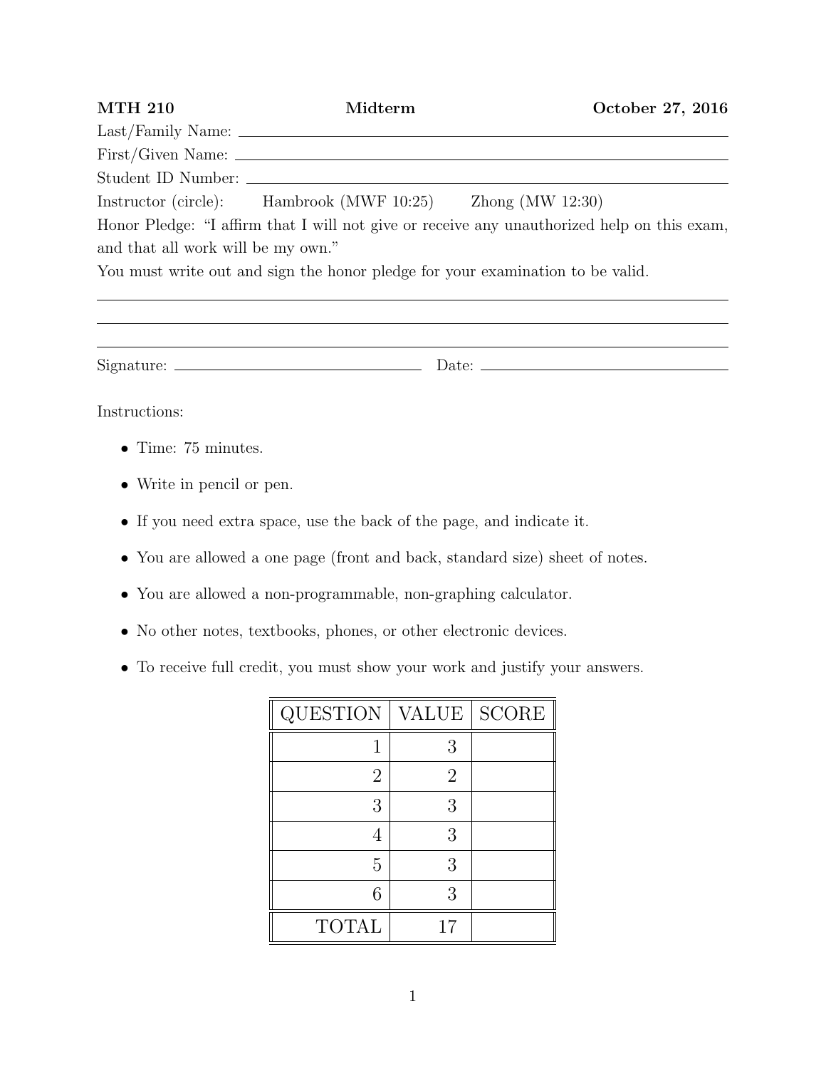**MTH 210** **Midterm** **October 27, 2016**

Last/Family Name: ______________________________________________

First/Given Name: ______________________________________________

Student ID Number: ______________________________________________

Instructor (circle): Hambrook (MWF 10:25) Zhong (MW 12:30)

Honor Pledge: "I affirm that I will not give or receive any unauthorized help on this exam, and that all work will be my own."

You must write out and sign the honor pledge for your examination to be valid.

______________________________________________

______________________________________________

______________________________________________

Signature: ______________________ Date: ______________________

Instructions:

- Time: 75 minutes.
- Write in pencil or pen.
- If you need extra space, use the back of the page, and indicate it.
- You are allowed a one page (front and back, standard size) sheet of notes.
- You are allowed a non-programmable, non-graphing calculator.
- No other notes, textbooks, phones, or other electronic devices.
- To receive full credit, you must show your work and justify your answers.

| QUESTION | VALUE | SCORE |
|---:|---:|---|
| 1 | 3 | |
| 2 | 2 | |
| 3 | 3 | |
| 4 | 3 | |
| 5 | 3 | |
| 6 | 3 | |
| TOTAL | 17 | |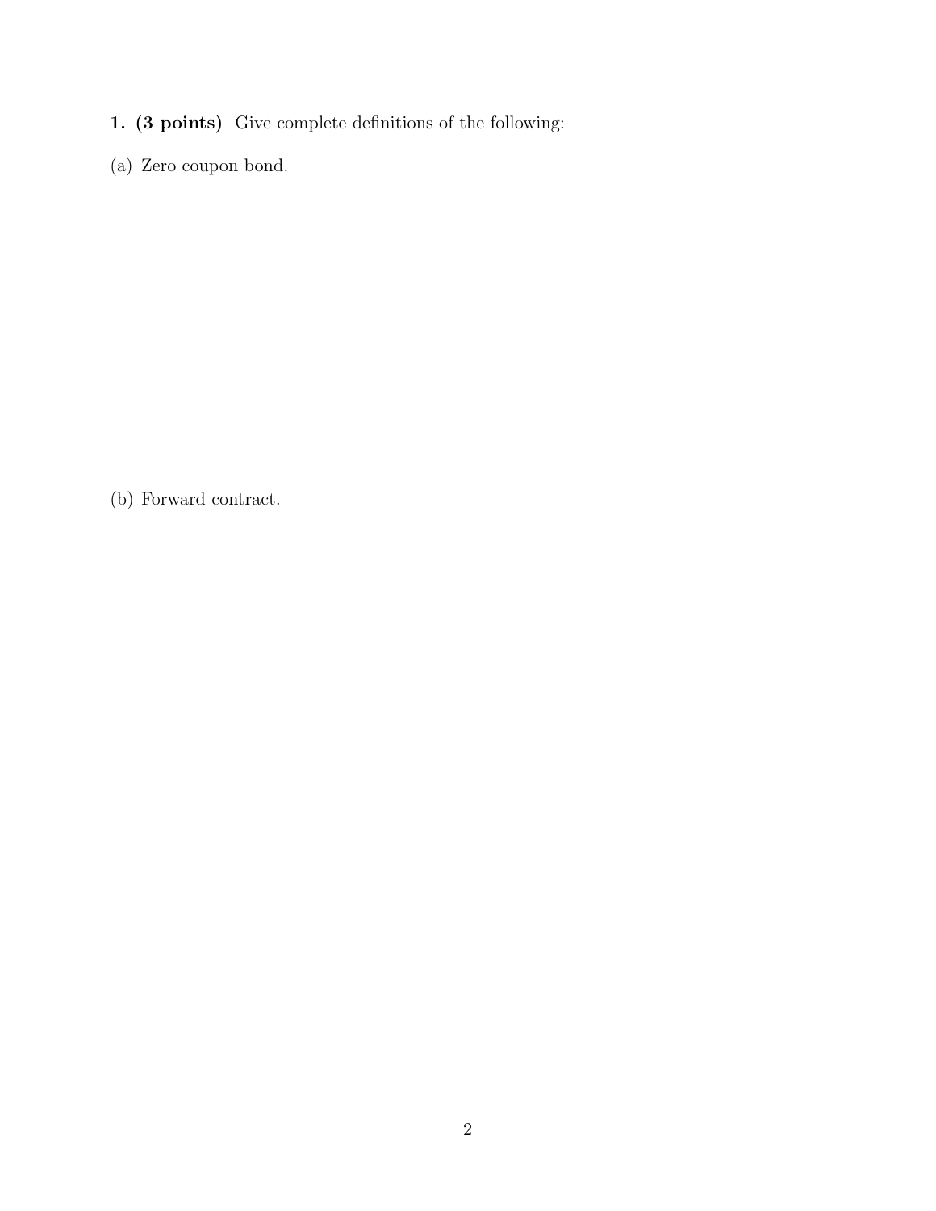**1. (3 points)** Give complete definitions of the following:

(a) Zero coupon bond.

(b) Forward contract.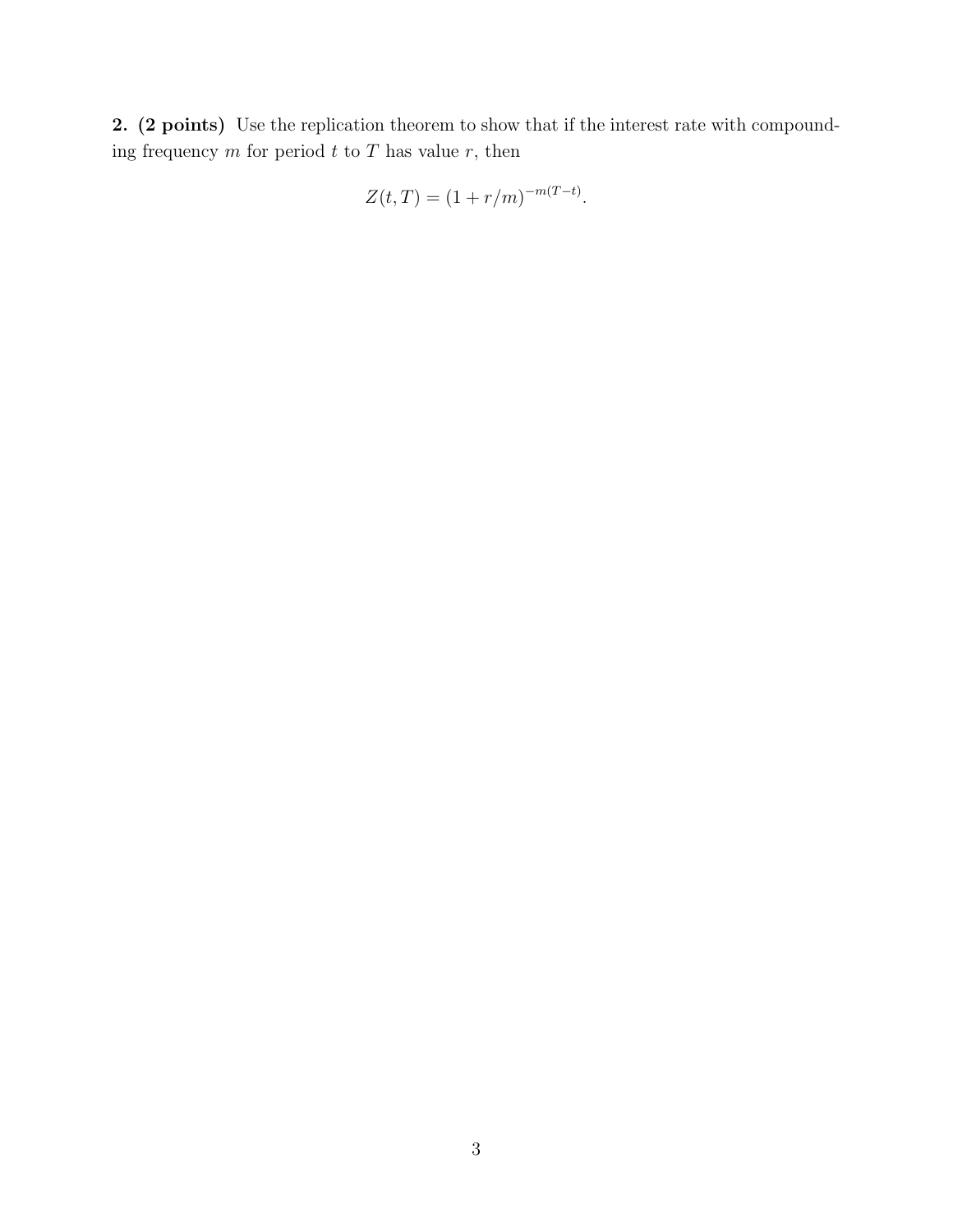**2. (2 points)** Use the replication theorem to show that if the interest rate with compounding frequency $m$ for period $t$ to $T$ has value $r$, then

$$Z(t,T) = (1 + r/m)^{-m(T-t)}.$$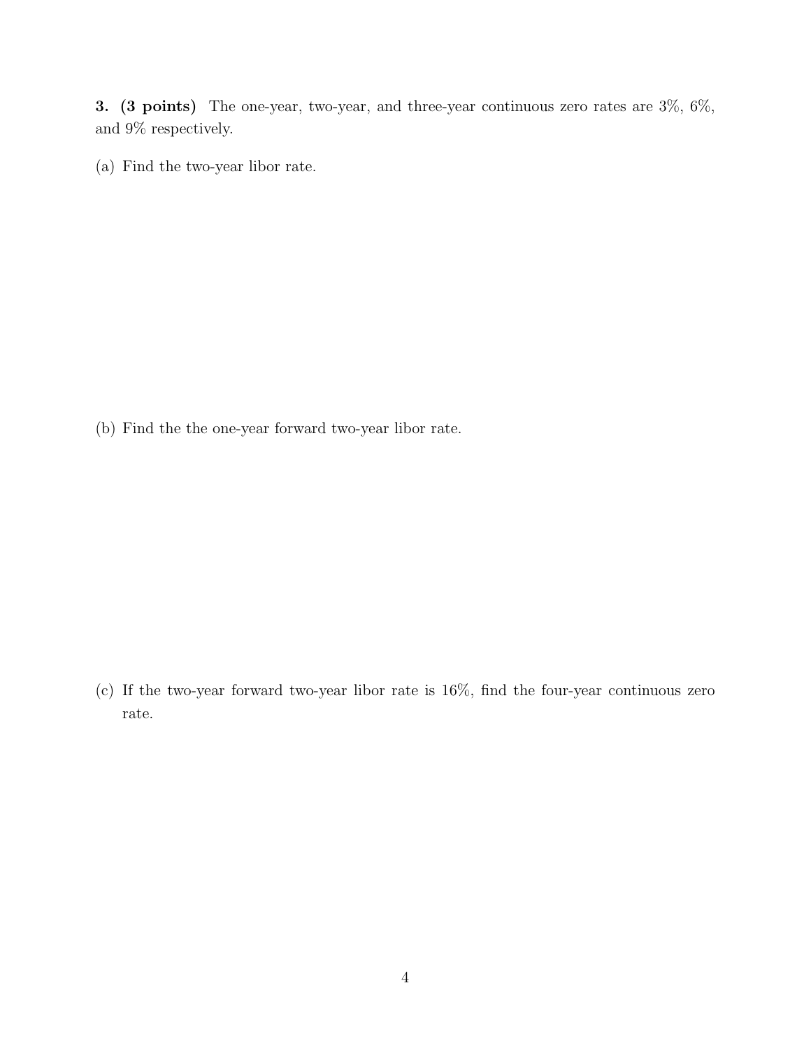**3. (3 points)** The one-year, two-year, and three-year continuous zero rates are 3%, 6%, and 9% respectively.

(a) Find the two-year libor rate.

(b) Find the the one-year forward two-year libor rate.

(c) If the two-year forward two-year libor rate is 16%, find the four-year continuous zero rate.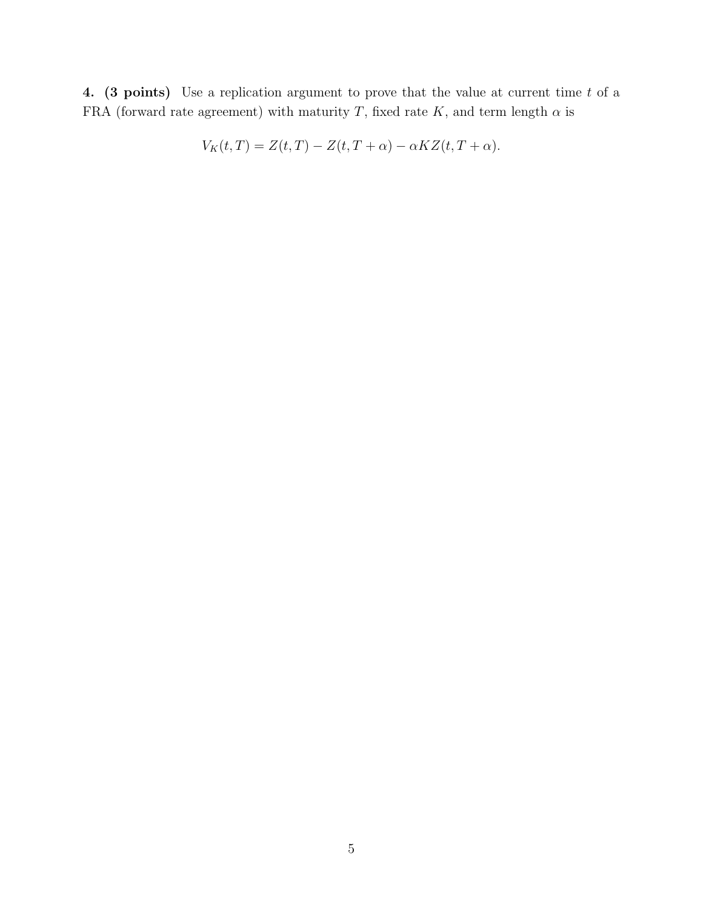**4. (3 points)** Use a replication argument to prove that the value at current time $t$ of a FRA (forward rate agreement) with maturity $T$, fixed rate $K$, and term length $\alpha$ is

$$V_K(t,T) = Z(t,T) - Z(t,T+\alpha) - \alpha K Z(t,T+\alpha).$$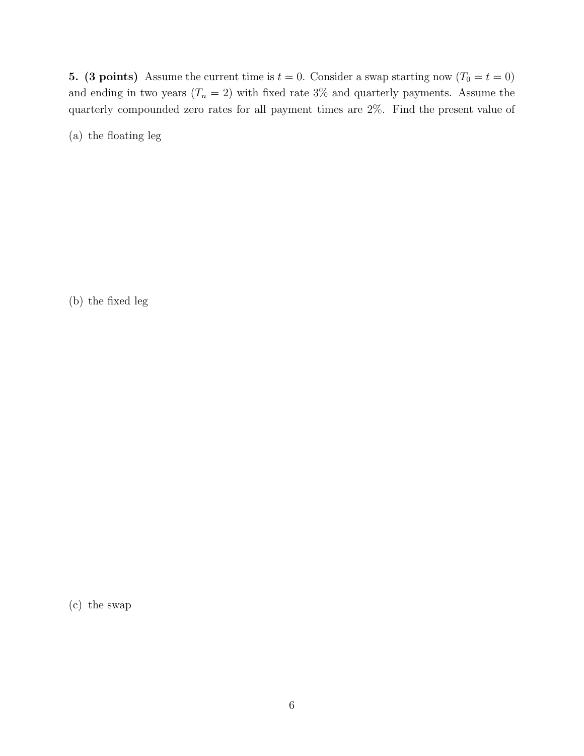**5. (3 points)** Assume the current time is $t = 0$. Consider a swap starting now ($T_0 = t = 0$) and ending in two years ($T_n = 2$) with fixed rate 3% and quarterly payments. Assume the quarterly compounded zero rates for all payment times are 2%. Find the present value of

(a) the floating leg

(b) the fixed leg

(c) the swap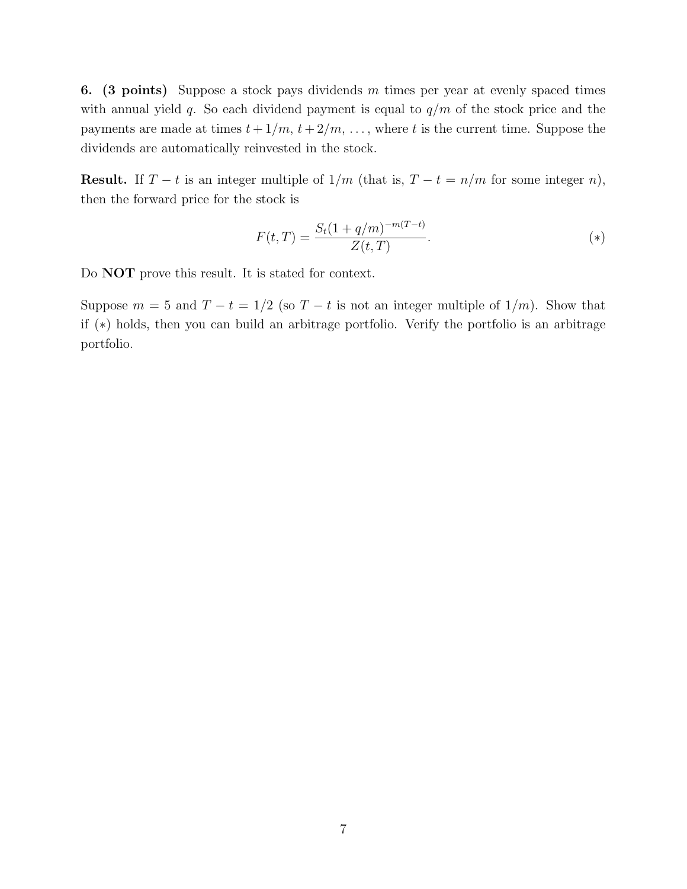**6. (3 points)** Suppose a stock pays dividends $m$ times per year at evenly spaced times with annual yield $q$. So each dividend payment is equal to $q/m$ of the stock price and the payments are made at times $t + 1/m$, $t + 2/m$, ..., where $t$ is the current time. Suppose the dividends are automatically reinvested in the stock.

**Result.** If $T - t$ is an integer multiple of $1/m$ (that is, $T - t = n/m$ for some integer $n$), then the forward price for the stock is

$$F(t, T) = \frac{S_t(1 + q/m)^{-m(T-t)}}{Z(t, T)}. \qquad (*)$$

Do **NOT** prove this result. It is stated for context.

Suppose $m = 5$ and $T - t = 1/2$ (so $T - t$ is not an integer multiple of $1/m$). Show that if $(*)$ holds, then you can build an arbitrage portfolio. Verify the portfolio is an arbitrage portfolio.